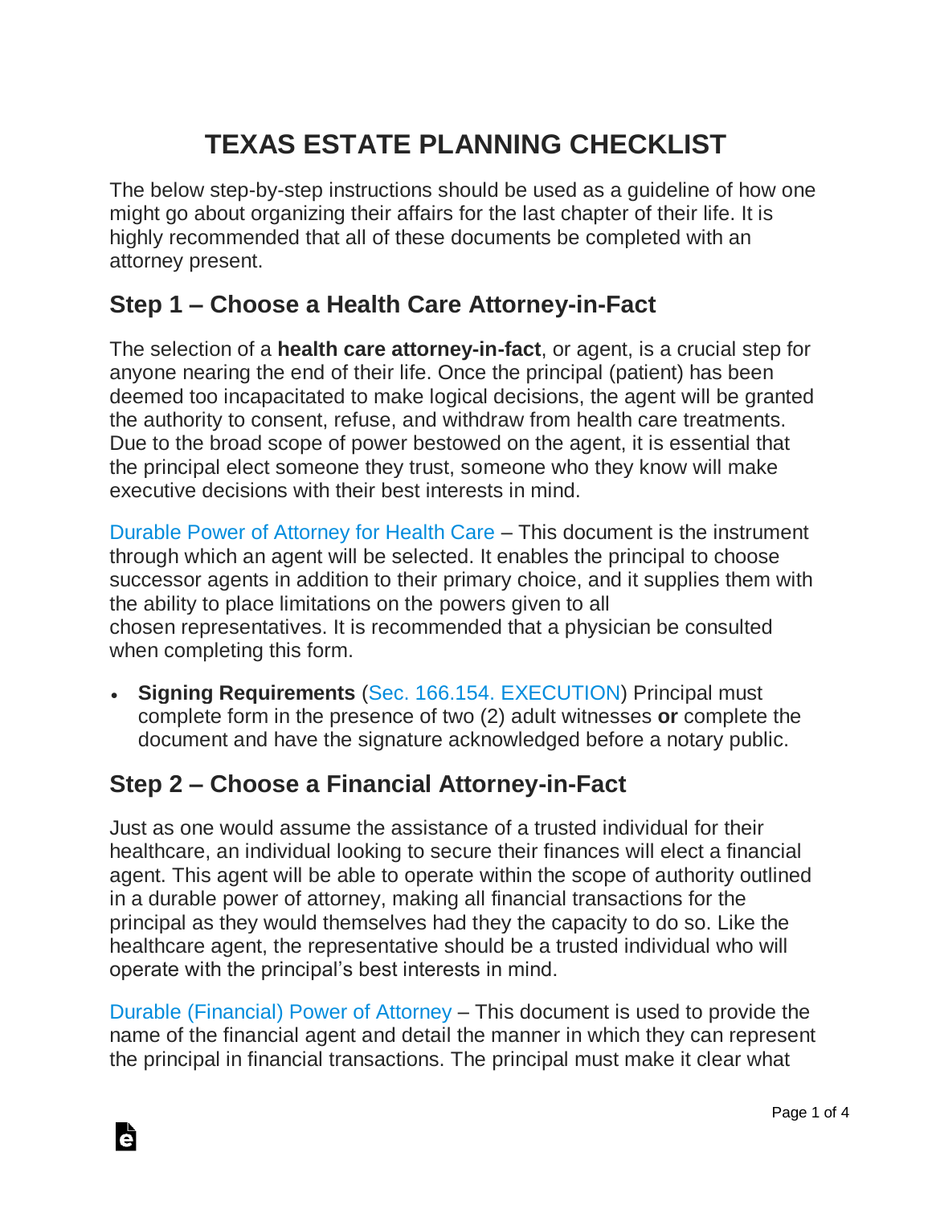# TEXAS ESTATE PLANNING CHECKLIST

The below step-by-step instructions should be used as a guideline of how one might go about organizing their affairs for the last chapter of their life. It is highly recommended that all of these documents be completed with an attorney present.

## Step 1 – Choose a Health Care Attorney-in-Fact

The selection of a **health care attorney-in-fact**, or agent, is a crucial step for anyone nearing the end of their life. Once the principal (patient) has been deemed too incapacitated to make logical decisions, the agent will be granted the authority to consent, refuse, and withdraw from health care treatments. Due to the broad scope of power bestowed on the agent, it is essential that the principal elect someone they trust, someone who they know will make executive decisions with their best interests in mind.

Durable Power of Attorney for Health Care – This document is the instrument through which an agent will be selected. It enables the principal to choose successor agents in addition to their primary choice, and it supplies them with the ability to place limitations on the powers given to all chosen representatives. It is recommended that a physician be consulted when completing this form.

- **Signing Requirements** (Sec. 166.154. EXECUTION) Principal must complete form in the presence of two (2) adult witnesses **or** complete the document and have the signature acknowledged before a notary public.

## Step 2 – Choose a Financial Attorney-in-Fact

Just as one would assume the assistance of a trusted individual for their healthcare, an individual looking to secure their finances will elect a financial agent. This agent will be able to operate within the scope of authority outlined in a durable power of attorney, making all financial transactions for the principal as they would themselves had they the capacity to do so. Like the healthcare agent, the representative should be a trusted individual who will operate with the principal's best interests in mind.

Durable (Financial) Power of Attorney – This document is used to provide the name of the financial agent and detail the manner in which they can represent the principal in financial transactions. The principal must make it clear what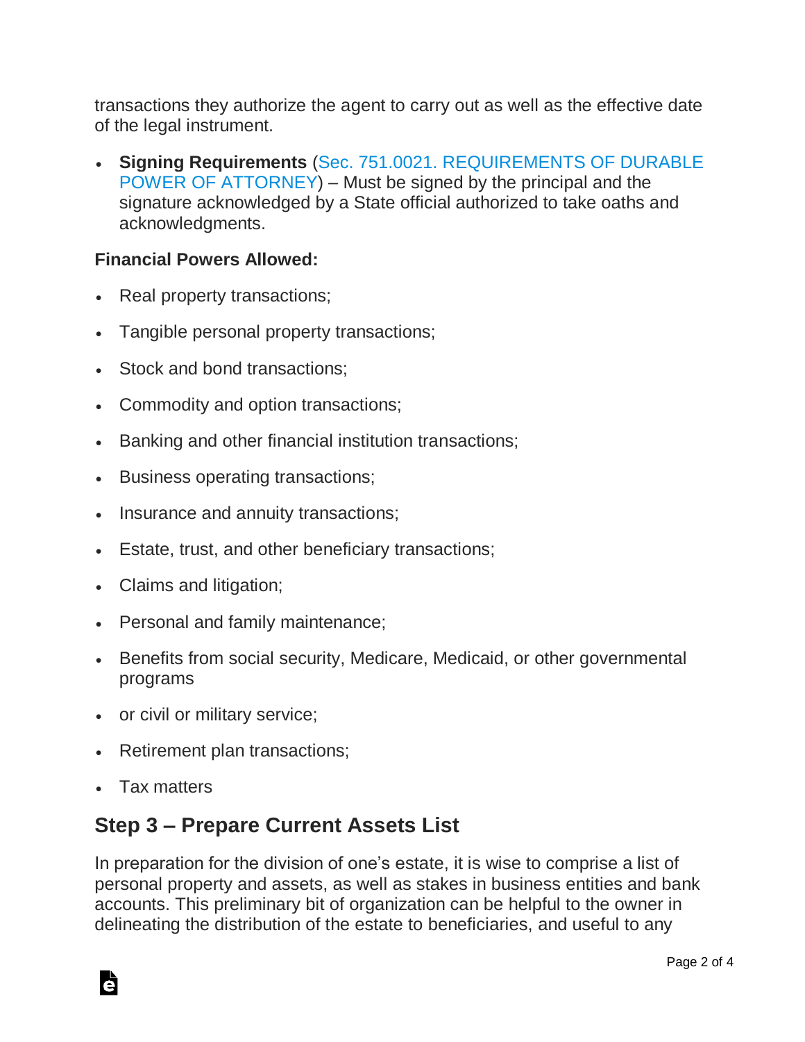transactions they authorize the agent to carry out as well as the effective date of the legal instrument.

- **Signing Requirements** (Sec. 751.0021. REQUIREMENTS OF DURABLE POWER OF ATTORNEY) – Must be signed by the principal and the signature acknowledged by a State official authorized to take oaths and acknowledgments.

**Financial Powers Allowed:**

- Real property transactions;
- Tangible personal property transactions;
- Stock and bond transactions;
- Commodity and option transactions;
- Banking and other financial institution transactions;
- Business operating transactions;
- Insurance and annuity transactions;
- Estate, trust, and other beneficiary transactions;
- Claims and litigation;
- Personal and family maintenance;
- Benefits from social security, Medicare, Medicaid, or other governmental programs
- or civil or military service;
- Retirement plan transactions;
- Tax matters

## Step 3 – Prepare Current Assets List

In preparation for the division of one's estate, it is wise to comprise a list of personal property and assets, as well as stakes in business entities and bank accounts. This preliminary bit of organization can be helpful to the owner in delineating the distribution of the estate to beneficiaries, and useful to any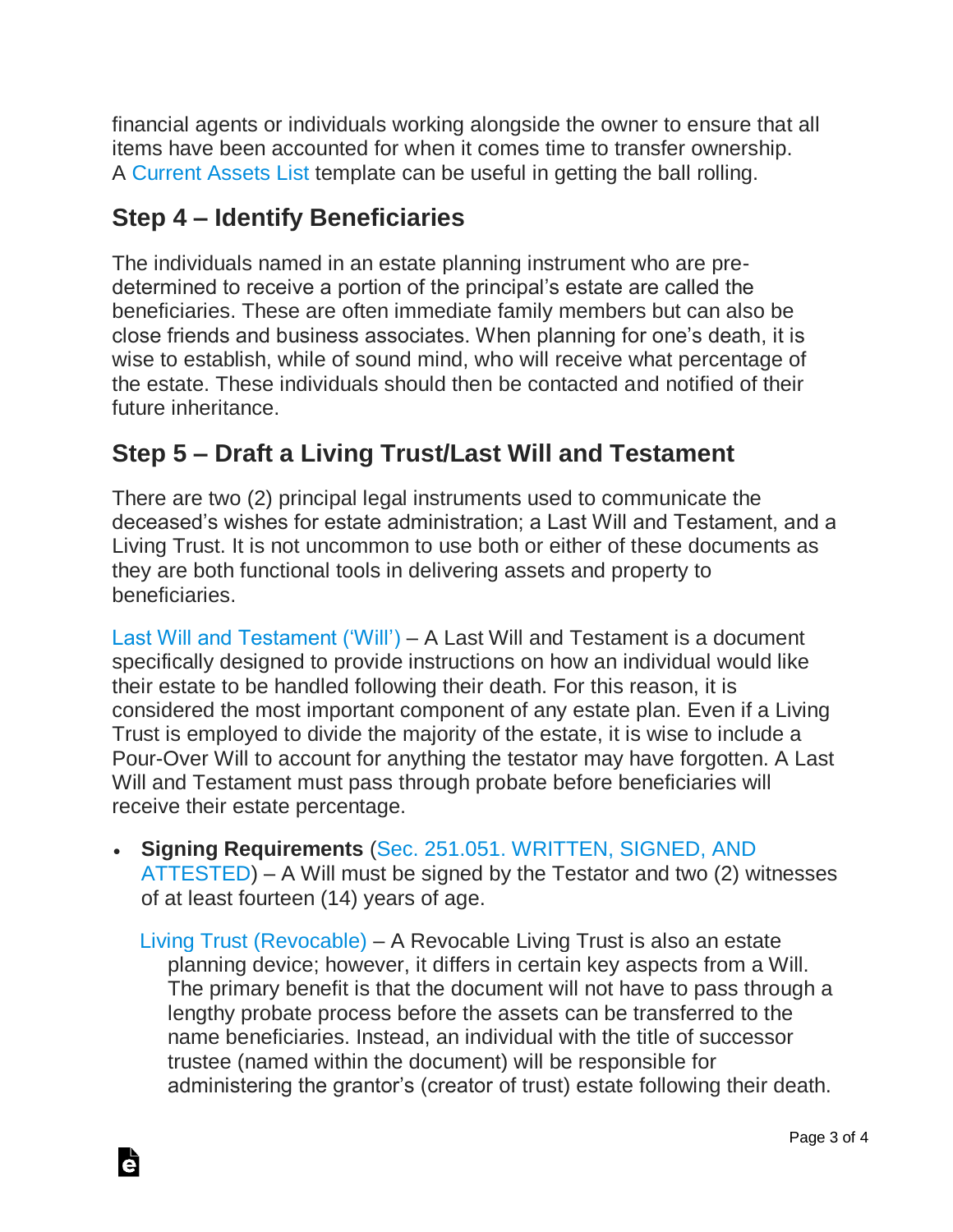financial agents or individuals working alongside the owner to ensure that all items have been accounted for when it comes time to transfer ownership. A Current Assets List template can be useful in getting the ball rolling.

## Step 4 – Identify Beneficiaries

The individuals named in an estate planning instrument who are pre-determined to receive a portion of the principal's estate are called the beneficiaries. These are often immediate family members but can also be close friends and business associates. When planning for one's death, it is wise to establish, while of sound mind, who will receive what percentage of the estate. These individuals should then be contacted and notified of their future inheritance.

## Step 5 – Draft a Living Trust/Last Will and Testament

There are two (2) principal legal instruments used to communicate the deceased's wishes for estate administration; a Last Will and Testament, and a Living Trust. It is not uncommon to use both or either of these documents as they are both functional tools in delivering assets and property to beneficiaries.

Last Will and Testament ('Will') – A Last Will and Testament is a document specifically designed to provide instructions on how an individual would like their estate to be handled following their death. For this reason, it is considered the most important component of any estate plan. Even if a Living Trust is employed to divide the majority of the estate, it is wise to include a Pour-Over Will to account for anything the testator may have forgotten. A Last Will and Testament must pass through probate before beneficiaries will receive their estate percentage.

- **Signing Requirements** (Sec. 251.051. WRITTEN, SIGNED, AND ATTESTED) – A Will must be signed by the Testator and two (2) witnesses of at least fourteen (14) years of age.

  Living Trust (Revocable) – A Revocable Living Trust is also an estate planning device; however, it differs in certain key aspects from a Will. The primary benefit is that the document will not have to pass through a lengthy probate process before the assets can be transferred to the name beneficiaries. Instead, an individual with the title of successor trustee (named within the document) will be responsible for administering the grantor's (creator of trust) estate following their death.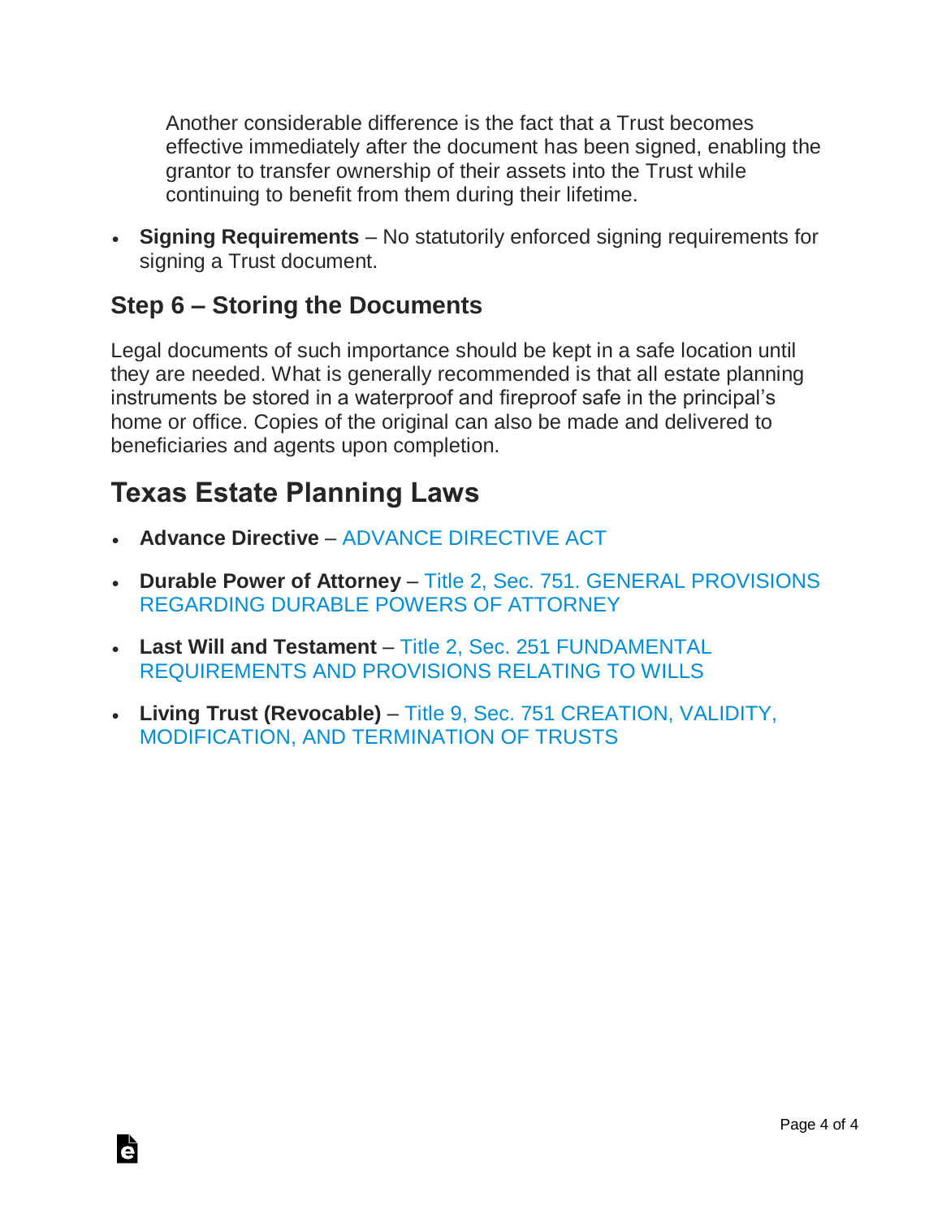Another considerable difference is the fact that a Trust becomes effective immediately after the document has been signed, enabling the grantor to transfer ownership of their assets into the Trust while continuing to benefit from them during their lifetime.

- **Signing Requirements** – No statutorily enforced signing requirements for signing a Trust document.

### Step 6 – Storing the Documents

Legal documents of such importance should be kept in a safe location until they are needed. What is generally recommended is that all estate planning instruments be stored in a waterproof and fireproof safe in the principal's home or office. Copies of the original can also be made and delivered to beneficiaries and agents upon completion.

## Texas Estate Planning Laws

- **Advance Directive** – ADVANCE DIRECTIVE ACT
- **Durable Power of Attorney** – Title 2, Sec. 751. GENERAL PROVISIONS REGARDING DURABLE POWERS OF ATTORNEY
- **Last Will and Testament** – Title 2, Sec. 251 FUNDAMENTAL REQUIREMENTS AND PROVISIONS RELATING TO WILLS
- **Living Trust (Revocable)** – Title 9, Sec. 751 CREATION, VALIDITY, MODIFICATION, AND TERMINATION OF TRUSTS